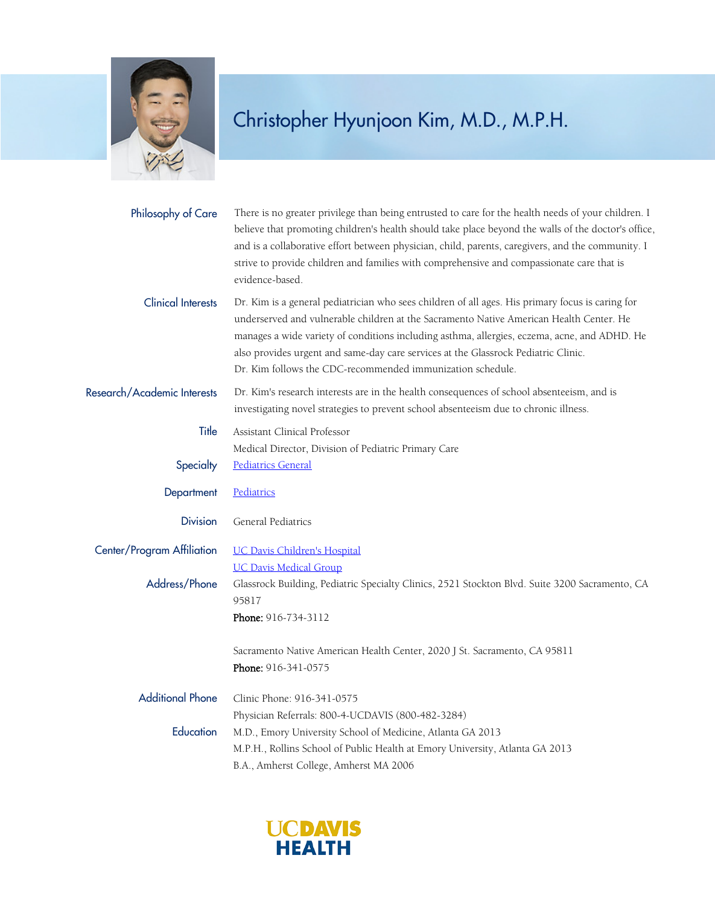# Christopher Hyunjoon Kim, M.D., M.P.H.

**Philosophy of Care**

There is no greater privilege than being entrusted to care for the health needs of your children. I believe that promoting children's health should take place beyond the walls of the doctor's office, and is a collaborative effort between physician, child, parents, caregivers, and the community. I strive to provide children and families with comprehensive and compassionate care that is evidence-based.

**Clinical Interests**

Dr. Kim is a general pediatrician who sees children of all ages. His primary focus is caring for underserved and vulnerable children at the Sacramento Native American Health Center. He manages a wide variety of conditions including asthma, allergies, eczema, acne, and ADHD. He also provides urgent and same-day care services at the Glassrock Pediatric Clinic.
Dr. Kim follows the CDC-recommended immunization schedule.

**Research/Academic Interests**

Dr. Kim's research interests are in the health consequences of school absenteeism, and is investigating novel strategies to prevent school absenteeism due to chronic illness.

**Title**

Assistant Clinical Professor
Medical Director, Division of Pediatric Primary Care

**Specialty**

Pediatrics General

**Department**

Pediatrics

**Division**

General Pediatrics

**Center/Program Affiliation**

UC Davis Children's Hospital
UC Davis Medical Group

**Address/Phone**

Glassrock Building, Pediatric Specialty Clinics, 2521 Stockton Blvd. Suite 3200 Sacramento, CA 95817
**Phone:** 916-734-3112

Sacramento Native American Health Center, 2020 J St. Sacramento, CA 95811
**Phone:** 916-341-0575

**Additional Phone**

Clinic Phone: 916-341-0575
Physician Referrals: 800-4-UCDAVIS (800-482-3284)

**Education**

M.D., Emory University School of Medicine, Atlanta GA 2013
M.P.H., Rollins School of Public Health at Emory University, Atlanta GA 2013
B.A., Amherst College, Amherst MA 2006

UCDAVIS HEALTH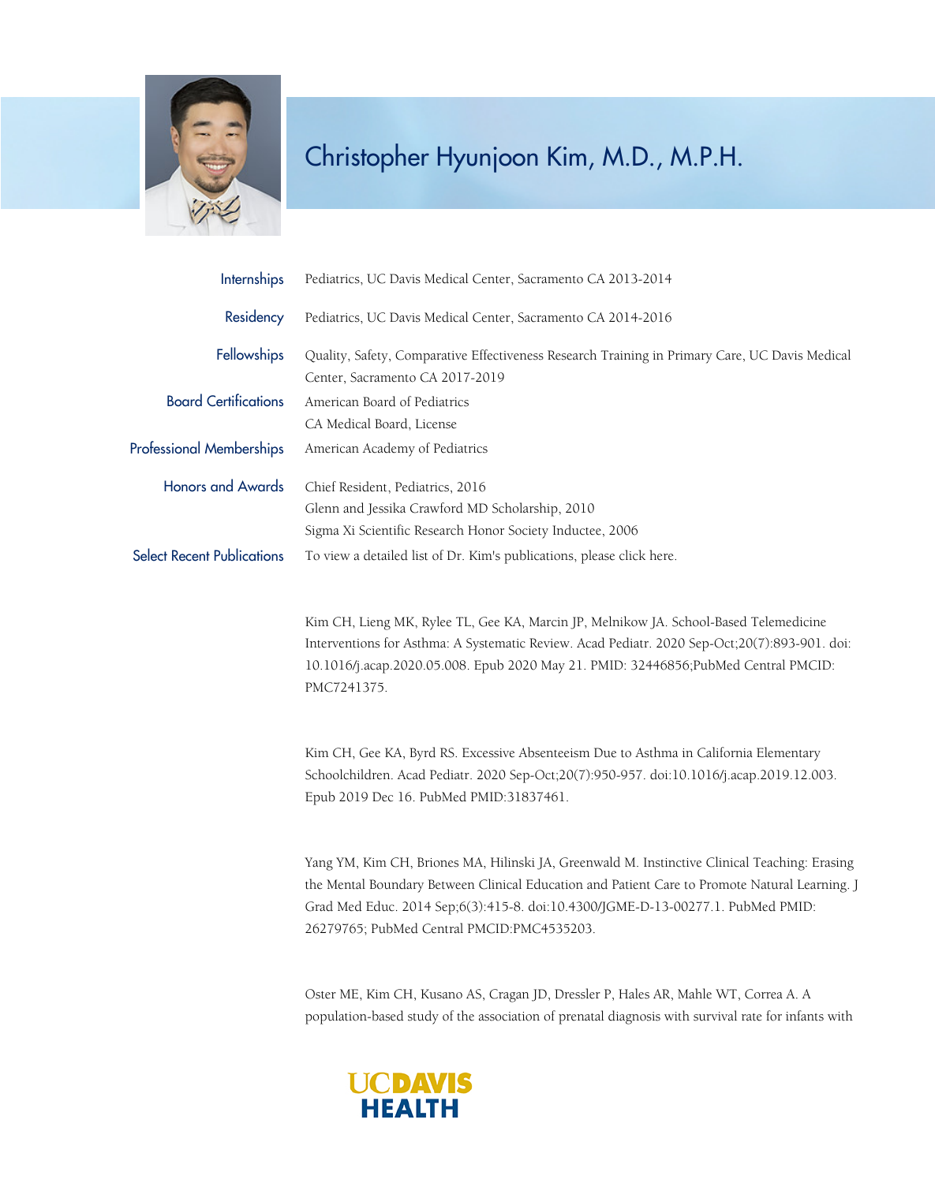# Christopher Hyunjoon Kim, M.D., M.P.H.

**Internships**
Pediatrics, UC Davis Medical Center, Sacramento CA 2013-2014

**Residency**
Pediatrics, UC Davis Medical Center, Sacramento CA 2014-2016

**Fellowships**
Quality, Safety, Comparative Effectiveness Research Training in Primary Care, UC Davis Medical Center, Sacramento CA 2017-2019

**Board Certifications**
American Board of Pediatrics
CA Medical Board, License

**Professional Memberships**
American Academy of Pediatrics

**Honors and Awards**
Chief Resident, Pediatrics, 2016
Glenn and Jessika Crawford MD Scholarship, 2010
Sigma Xi Scientific Research Honor Society Inductee, 2006

**Select Recent Publications**
To view a detailed list of Dr. Kim's publications, please click here.

Kim CH, Lieng MK, Rylee TL, Gee KA, Marcin JP, Melnikow JA. School-Based Telemedicine Interventions for Asthma: A Systematic Review. Acad Pediatr. 2020 Sep-Oct;20(7):893-901. doi: 10.1016/j.acap.2020.05.008. Epub 2020 May 21. PMID: 32446856;PubMed Central PMCID: PMC7241375.

Kim CH, Gee KA, Byrd RS. Excessive Absenteeism Due to Asthma in California Elementary Schoolchildren. Acad Pediatr. 2020 Sep-Oct;20(7):950-957. doi:10.1016/j.acap.2019.12.003. Epub 2019 Dec 16. PubMed PMID:31837461.

Yang YM, Kim CH, Briones MA, Hilinski JA, Greenwald M. Instinctive Clinical Teaching: Erasing the Mental Boundary Between Clinical Education and Patient Care to Promote Natural Learning. J Grad Med Educ. 2014 Sep;6(3):415-8. doi:10.4300/JGME-D-13-00277.1. PubMed PMID: 26279765; PubMed Central PMCID:PMC4535203.

Oster ME, Kim CH, Kusano AS, Cragan JD, Dressler P, Hales AR, Mahle WT, Correa A. A population-based study of the association of prenatal diagnosis with survival rate for infants with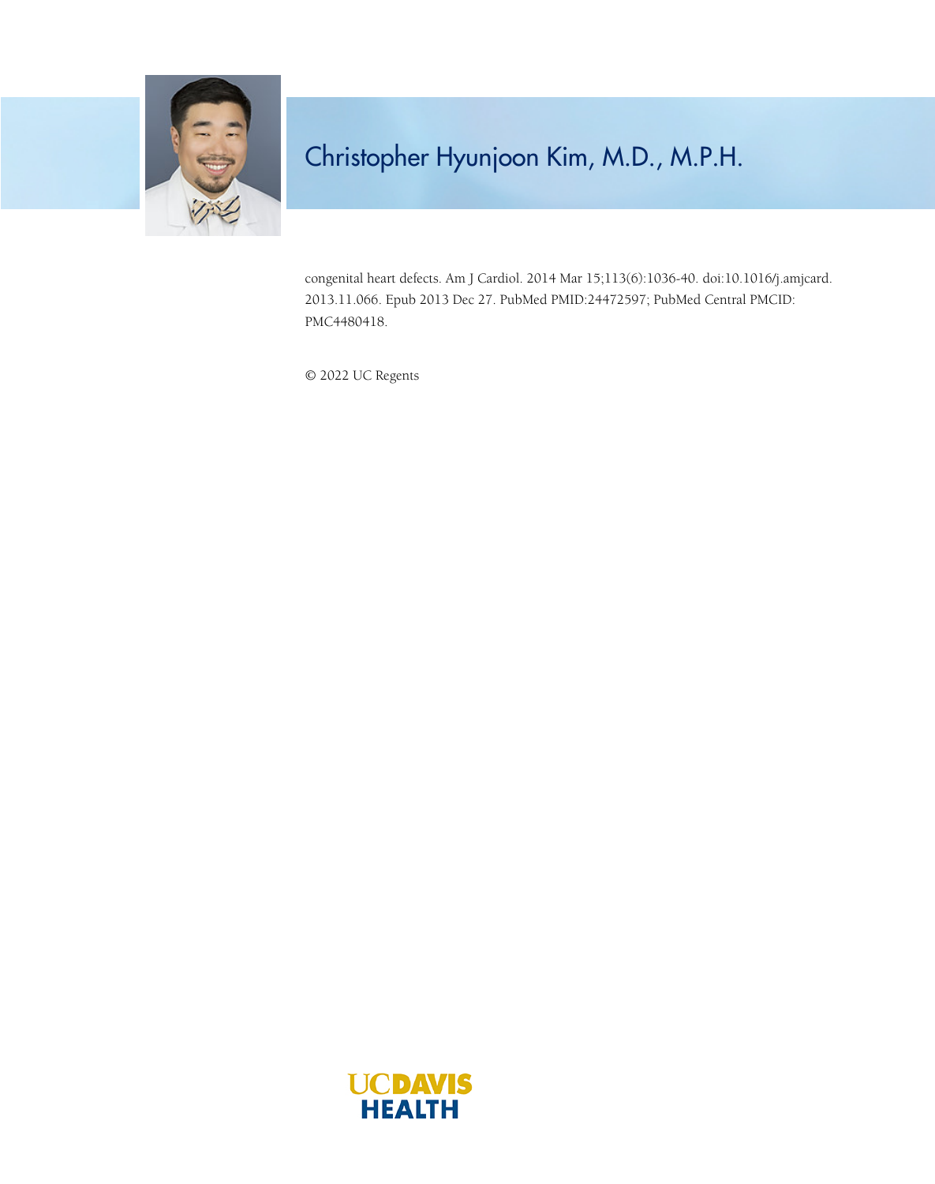# Christopher Hyunjoon Kim, M.D., M.P.H.

congenital heart defects. Am J Cardiol. 2014 Mar 15;113(6):1036-40. doi:10.1016/j.amjcard.2013.11.066. Epub 2013 Dec 27. PubMed PMID:24472597; PubMed Central PMCID: PMC4480418.

© 2022 UC Regents

UCDAVIS HEALTH